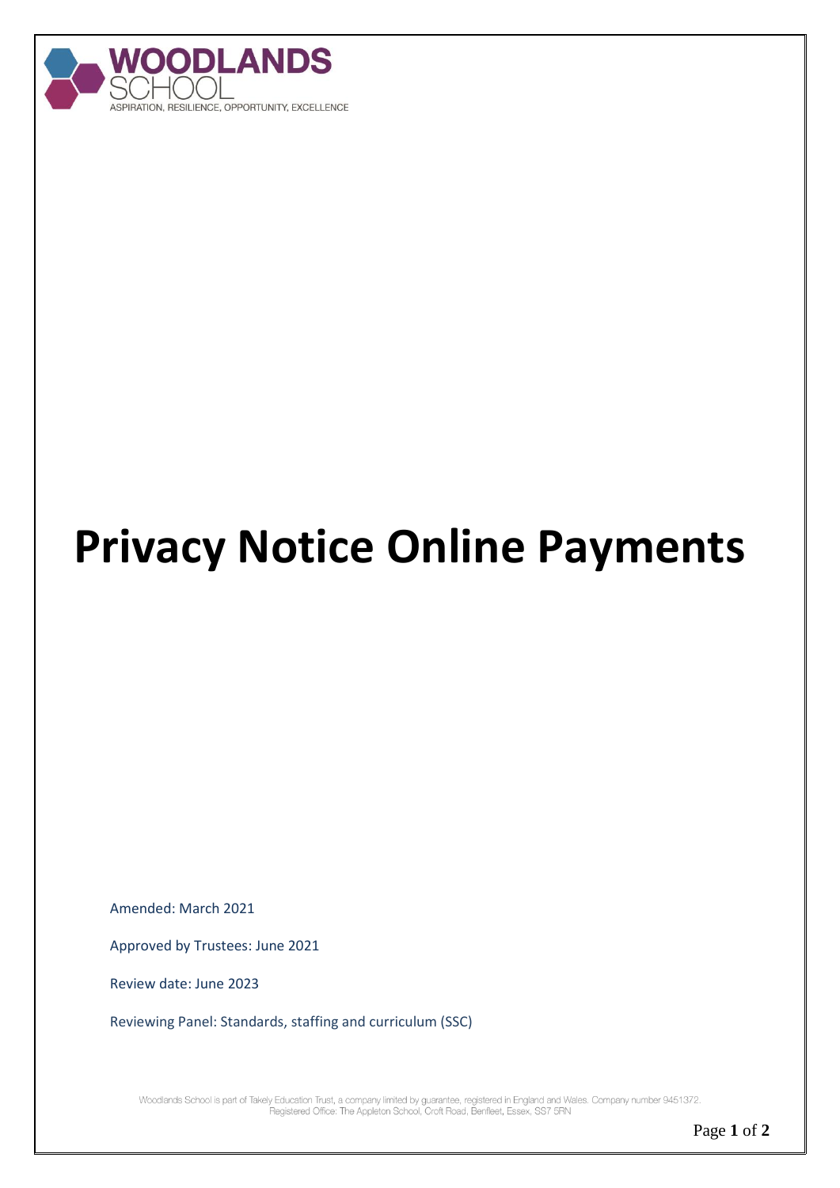WOODLANDS SCHOOL

ASPIRATION, RESILIENCE, OPPORTUNITY, EXCELLENCE

# Privacy Notice Online Payments

Amended: March 2021

Approved by Trustees: June 2021

Review date: June 2023

Reviewing Panel: Standards, staffing and curriculum (SSC)

Woodlands School is part of Takely Education Trust, a company limited by guarantee, registered in England and Wales. Company number 9451372. Registered Office: The Appleton School, Croft Road, Benfleet, Essex, SS7 5RN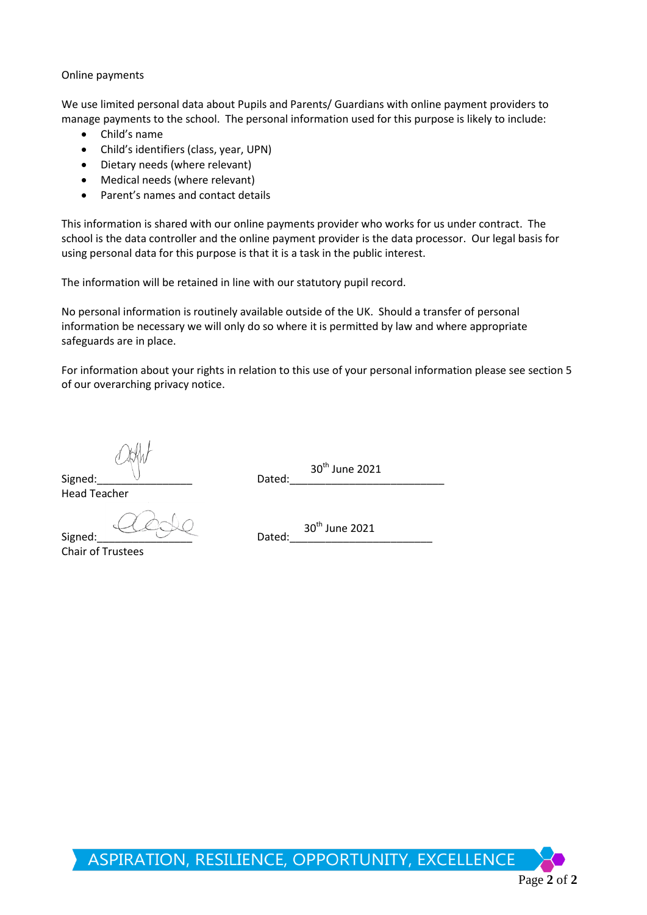Online payments

We use limited personal data about Pupils and Parents/ Guardians with online payment providers to manage payments to the school. The personal information used for this purpose is likely to include:

- Child's name
- Child's identifiers (class, year, UPN)
- Dietary needs (where relevant)
- Medical needs (where relevant)
- Parent's names and contact details

This information is shared with our online payments provider who works for us under contract. The school is the data controller and the online payment provider is the data processor. Our legal basis for using personal data for this purpose is that it is a task in the public interest.

The information will be retained in line with our statutory pupil record.

No personal information is routinely available outside of the UK. Should a transfer of personal information be necessary we will only do so where it is permitted by law and where appropriate safeguards are in place.

For information about your rights in relation to this use of your personal information please see section 5 of our overarching privacy notice.

Signed:________________ Dated: 30th June 2021
Head Teacher

Signed:________________ Dated: 30th June 2021
Chair of Trustees

ASPIRATION, RESILIENCE, OPPORTUNITY, EXCELLENCE